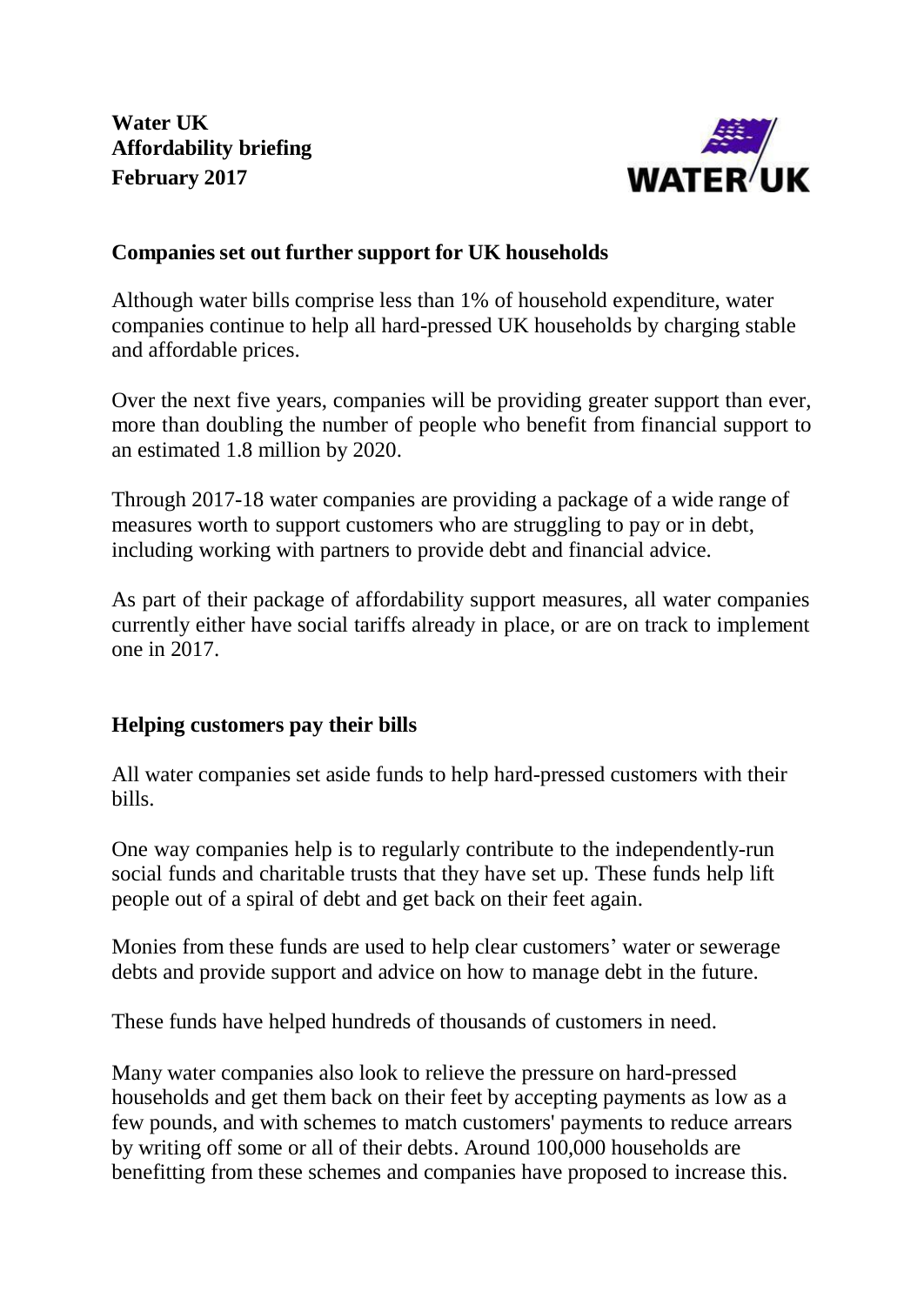**Water UK**
**Affordability briefing**
**February 2017**

## Companies set out further support for UK households

Although water bills comprise less than 1% of household expenditure, water companies continue to help all hard-pressed UK households by charging stable and affordable prices.

Over the next five years, companies will be providing greater support than ever, more than doubling the number of people who benefit from financial support to an estimated 1.8 million by 2020.

Through 2017-18 water companies are providing a package of a wide range of measures worth to support customers who are struggling to pay or in debt, including working with partners to provide debt and financial advice.

As part of their package of affordability support measures, all water companies currently either have social tariffs already in place, or are on track to implement one in 2017.

## Helping customers pay their bills

All water companies set aside funds to help hard-pressed customers with their bills.

One way companies help is to regularly contribute to the independently-run social funds and charitable trusts that they have set up. These funds help lift people out of a spiral of debt and get back on their feet again.

Monies from these funds are used to help clear customers' water or sewerage debts and provide support and advice on how to manage debt in the future.

These funds have helped hundreds of thousands of customers in need.

Many water companies also look to relieve the pressure on hard-pressed households and get them back on their feet by accepting payments as low as a few pounds, and with schemes to match customers' payments to reduce arrears by writing off some or all of their debts. Around 100,000 households are benefitting from these schemes and companies have proposed to increase this.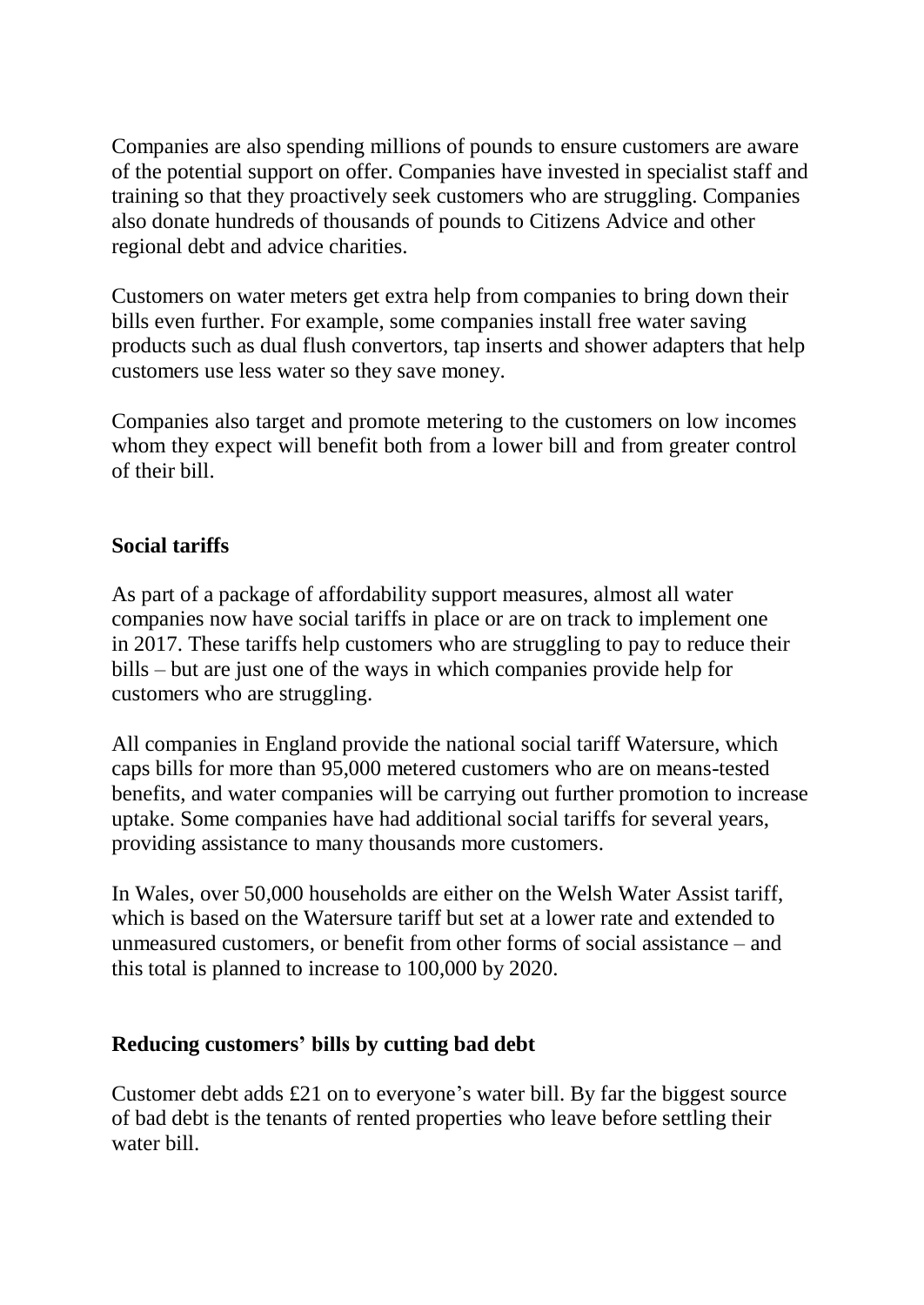Companies are also spending millions of pounds to ensure customers are aware of the potential support on offer. Companies have invested in specialist staff and training so that they proactively seek customers who are struggling. Companies also donate hundreds of thousands of pounds to Citizens Advice and other regional debt and advice charities.

Customers on water meters get extra help from companies to bring down their bills even further. For example, some companies install free water saving products such as dual flush convertors, tap inserts and shower adapters that help customers use less water so they save money.

Companies also target and promote metering to the customers on low incomes whom they expect will benefit both from a lower bill and from greater control of their bill.

**Social tariffs**

As part of a package of affordability support measures, almost all water companies now have social tariffs in place or are on track to implement one in 2017. These tariffs help customers who are struggling to pay to reduce their bills – but are just one of the ways in which companies provide help for customers who are struggling.

All companies in England provide the national social tariff Watersure, which caps bills for more than 95,000 metered customers who are on means-tested benefits, and water companies will be carrying out further promotion to increase uptake. Some companies have had additional social tariffs for several years, providing assistance to many thousands more customers.

In Wales, over 50,000 households are either on the Welsh Water Assist tariff, which is based on the Watersure tariff but set at a lower rate and extended to unmeasured customers, or benefit from other forms of social assistance – and this total is planned to increase to 100,000 by 2020.

**Reducing customers' bills by cutting bad debt**

Customer debt adds £21 on to everyone's water bill. By far the biggest source of bad debt is the tenants of rented properties who leave before settling their water bill.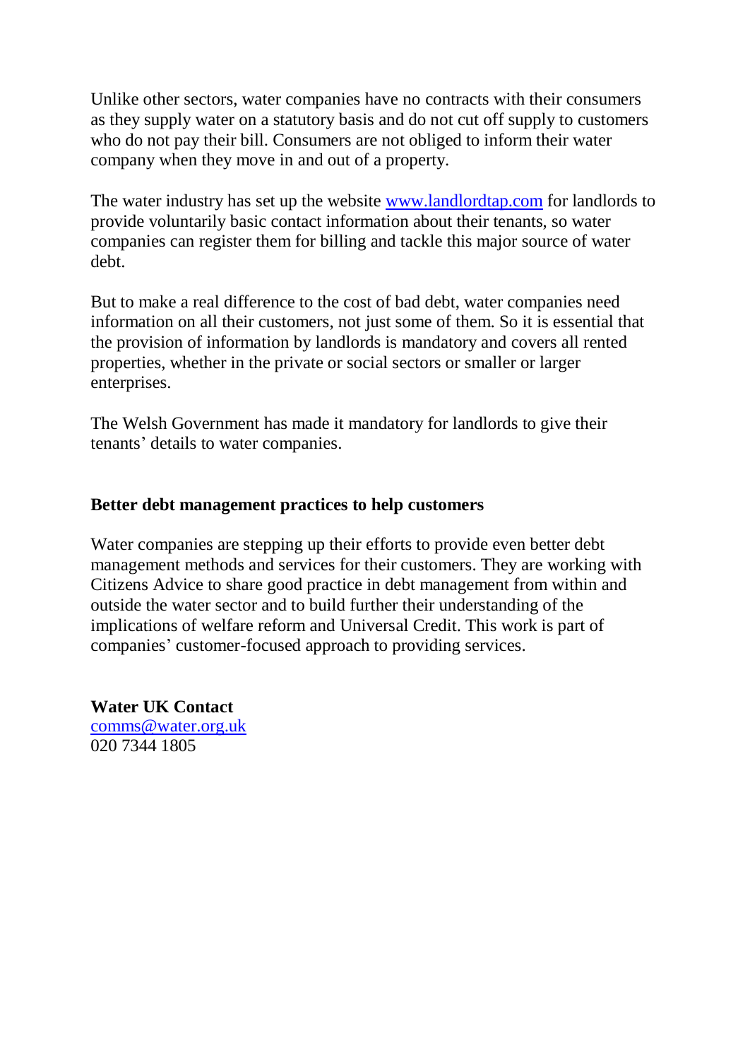Unlike other sectors, water companies have no contracts with their consumers as they supply water on a statutory basis and do not cut off supply to customers who do not pay their bill. Consumers are not obliged to inform their water company when they move in and out of a property.

The water industry has set up the website [www.landlordtap.com](http://www.landlordtap.com) for landlords to provide voluntarily basic contact information about their tenants, so water companies can register them for billing and tackle this major source of water debt.

But to make a real difference to the cost of bad debt, water companies need information on all their customers, not just some of them. So it is essential that the provision of information by landlords is mandatory and covers all rented properties, whether in the private or social sectors or smaller or larger enterprises.

The Welsh Government has made it mandatory for landlords to give their tenants' details to water companies.

**Better debt management practices to help customers**

Water companies are stepping up their efforts to provide even better debt management methods and services for their customers. They are working with Citizens Advice to share good practice in debt management from within and outside the water sector and to build further their understanding of the implications of welfare reform and Universal Credit. This work is part of companies' customer-focused approach to providing services.

**Water UK Contact**
[comms@water.org.uk](mailto:comms@water.org.uk)
020 7344 1805